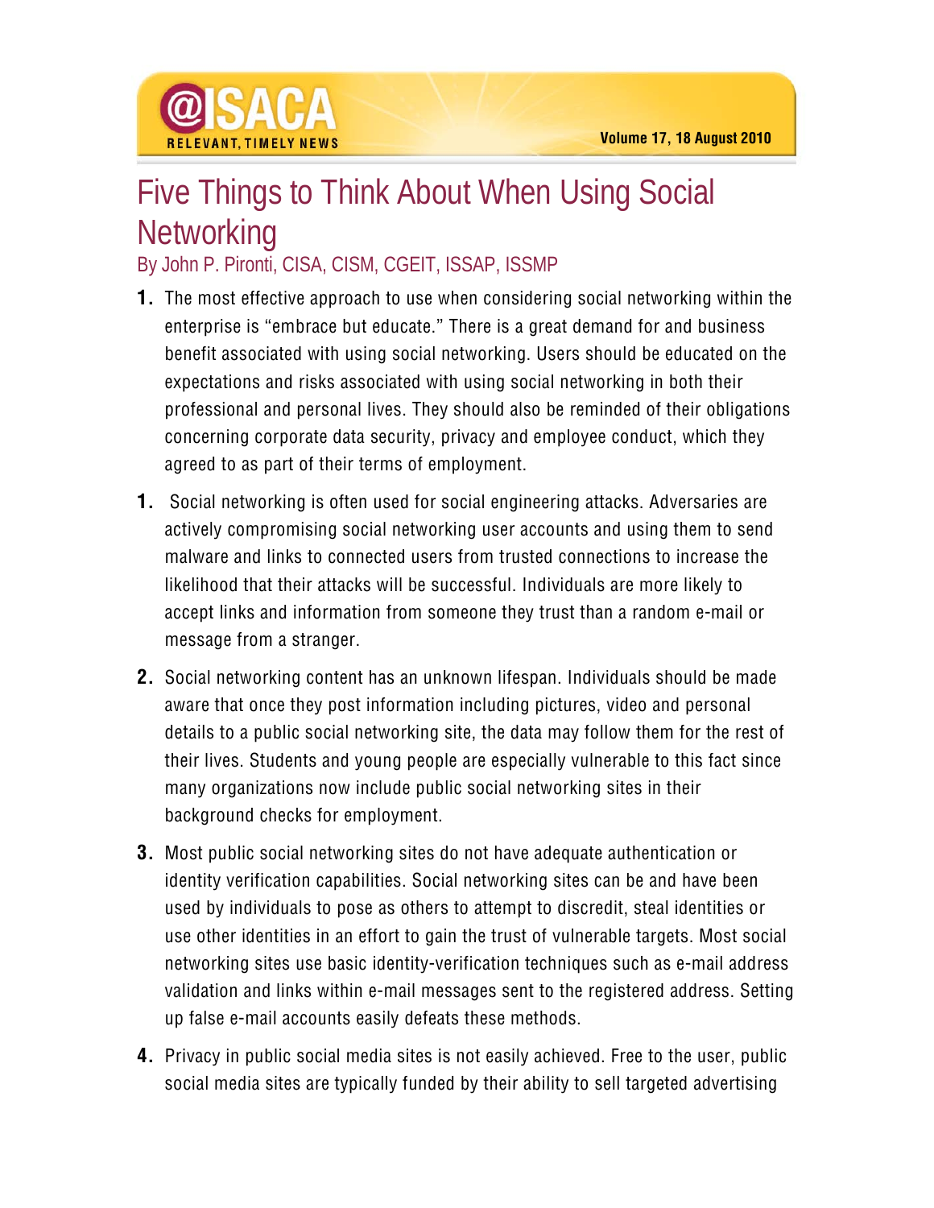# Five Things to Think About When Using Social Networking

By John P. Pironti, CISA, CISM, CGEIT, ISSAP, ISSMP

1. The most effective approach to use when considering social networking within the enterprise is "embrace but educate." There is a great demand for and business benefit associated with using social networking. Users should be educated on the expectations and risks associated with using social networking in both their professional and personal lives. They should also be reminded of their obligations concerning corporate data security, privacy and employee conduct, which they agreed to as part of their terms of employment.

1. Social networking is often used for social engineering attacks. Adversaries are actively compromising social networking user accounts and using them to send malware and links to connected users from trusted connections to increase the likelihood that their attacks will be successful. Individuals are more likely to accept links and information from someone they trust than a random e-mail or message from a stranger.

2. Social networking content has an unknown lifespan. Individuals should be made aware that once they post information including pictures, video and personal details to a public social networking site, the data may follow them for the rest of their lives. Students and young people are especially vulnerable to this fact since many organizations now include public social networking sites in their background checks for employment.

3. Most public social networking sites do not have adequate authentication or identity verification capabilities. Social networking sites can be and have been used by individuals to pose as others to attempt to discredit, steal identities or use other identities in an effort to gain the trust of vulnerable targets. Most social networking sites use basic identity-verification techniques such as e-mail address validation and links within e-mail messages sent to the registered address. Setting up false e-mail accounts easily defeats these methods.

4. Privacy in public social media sites is not easily achieved. Free to the user, public social media sites are typically funded by their ability to sell targeted advertising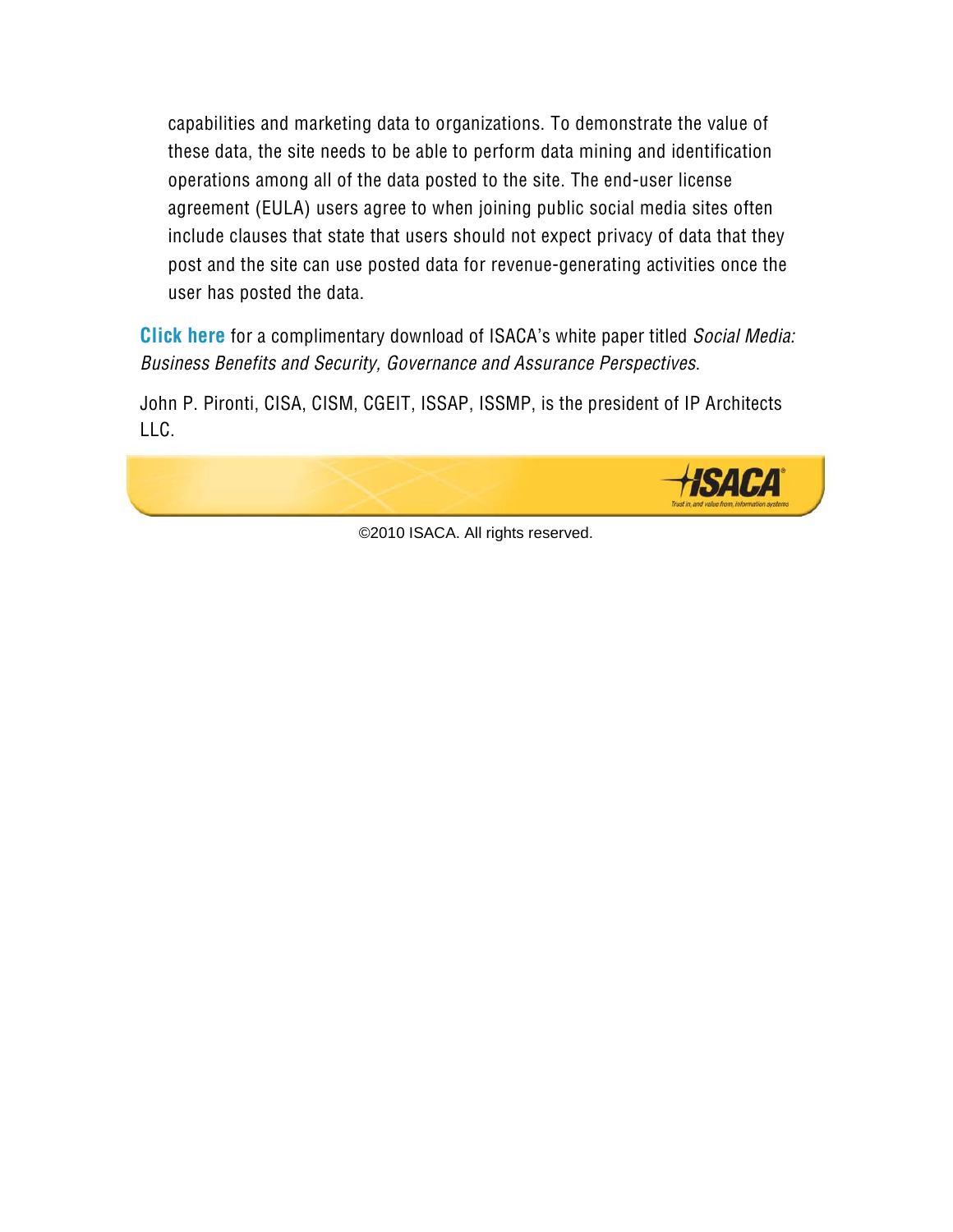capabilities and marketing data to organizations. To demonstrate the value of these data, the site needs to be able to perform data mining and identification operations among all of the data posted to the site. The end-user license agreement (EULA) users agree to when joining public social media sites often include clauses that state that users should not expect privacy of data that they post and the site can use posted data for revenue-generating activities once the user has posted the data.

**Click here** for a complimentary download of ISACA's white paper titled *Social Media: Business Benefits and Security, Governance and Assurance Perspectives*.

John P. Pironti, CISA, CISM, CGEIT, ISSAP, ISSMP, is the president of IP Architects LLC.

©2010 ISACA. All rights reserved.